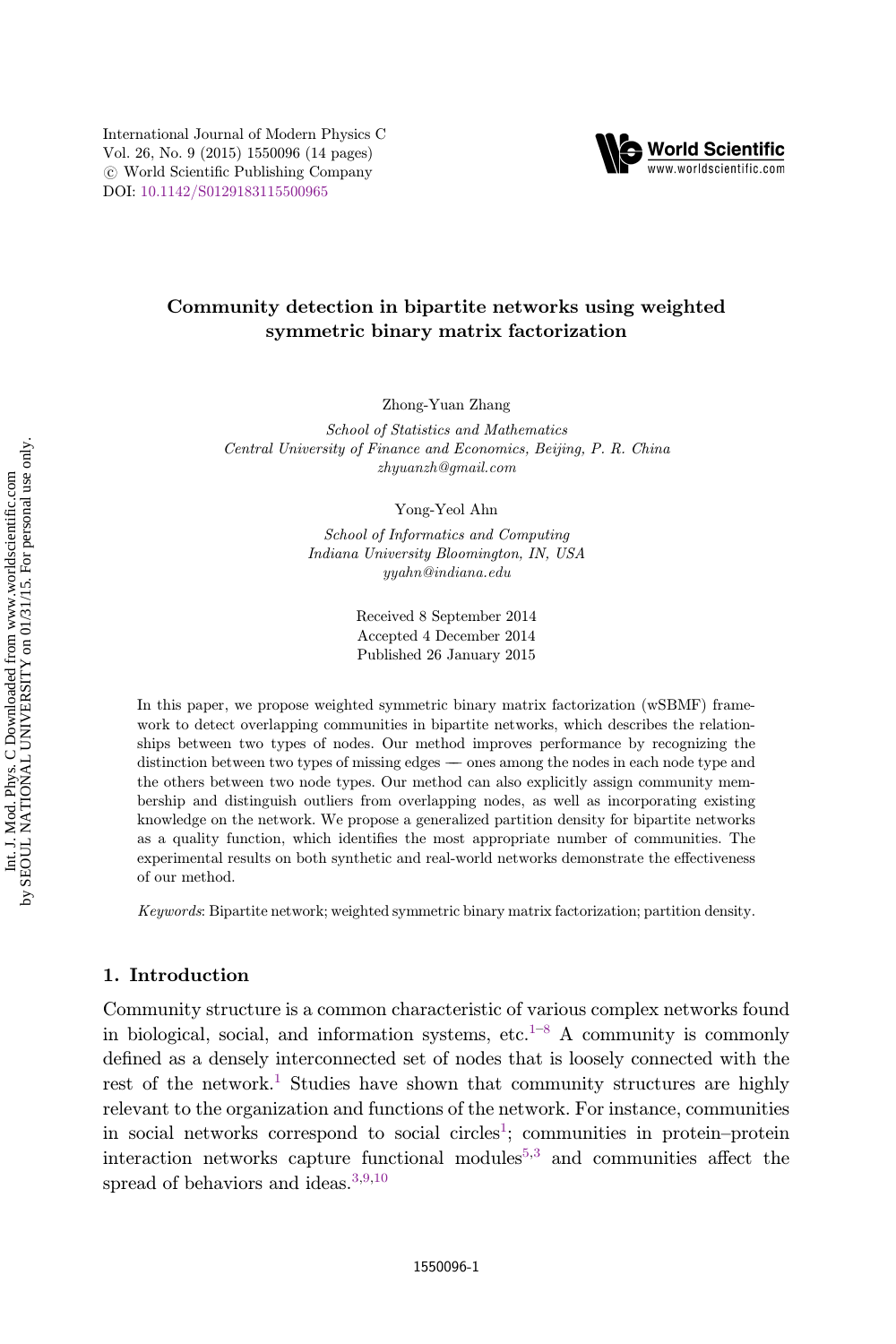# Community detection in bipartite networks using weighted symmetric binary matrix factorization

Zhong-Yuan Zhang

*School of Statistics and Mathematics*
*Central University of Finance and Economics, Beijing, P. R. China*
*zhyuanzh@gmail.com*

Yong-Yeol Ahn

*School of Informatics and Computing*
*Indiana University Bloomington, IN, USA*
*yyahn@indiana.edu*

Received 8 September 2014
Accepted 4 December 2014
Published 26 January 2015

In this paper, we propose weighted symmetric binary matrix factorization (wSBMF) framework to detect overlapping communities in bipartite networks, which describes the relationships between two types of nodes. Our method improves performance by recognizing the distinction between two types of missing edges — ones among the nodes in each node type and the others between two node types. Our method can also explicitly assign community membership and distinguish outliers from overlapping nodes, as well as incorporating existing knowledge on the network. We propose a generalized partition density for bipartite networks as a quality function, which identifies the most appropriate number of communities. The experimental results on both synthetic and real-world networks demonstrate the effectiveness of our method.

*Keywords*: Bipartite network; weighted symmetric binary matrix factorization; partition density.

## 1. Introduction

Community structure is a common characteristic of various complex networks found in biological, social, and information systems, etc.[1–8] A community is commonly defined as a densely interconnected set of nodes that is loosely connected with the rest of the network.[1] Studies have shown that community structures are highly relevant to the organization and functions of the network. For instance, communities in social networks correspond to social circles[1]; communities in protein–protein interaction networks capture functional modules[5,3] and communities affect the spread of behaviors and ideas.[3,9,10]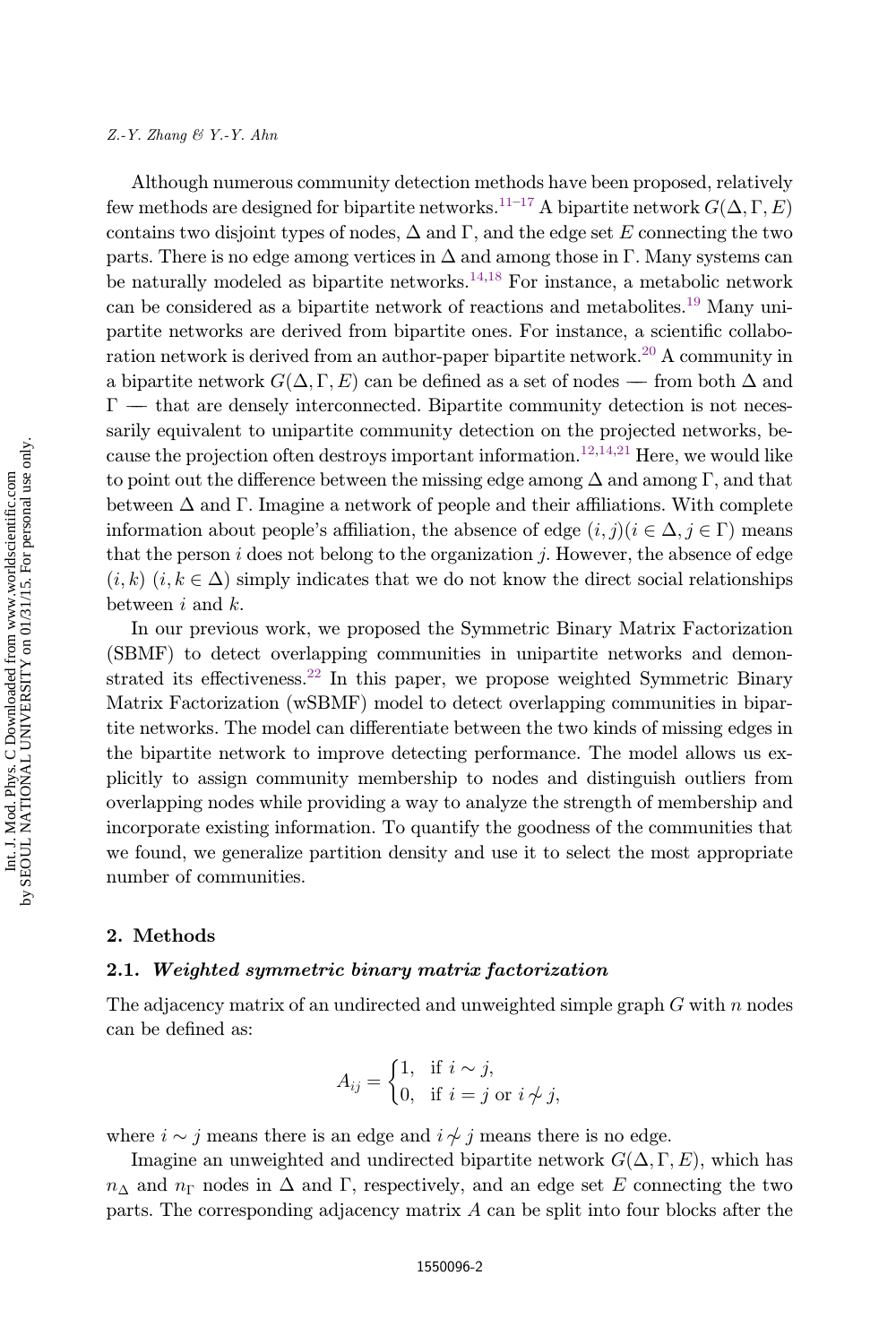Although numerous community detection methods have been proposed, relatively few methods are designed for bipartite networks.[11–17] A bipartite network $G(\Delta, \Gamma, E)$ contains two disjoint types of nodes, $\Delta$ and $\Gamma$, and the edge set $E$ connecting the two parts. There is no edge among vertices in $\Delta$ and among those in $\Gamma$. Many systems can be naturally modeled as bipartite networks.[14,18] For instance, a metabolic network can be considered as a bipartite network of reactions and metabolites.[19] Many unipartite networks are derived from bipartite ones. For instance, a scientific collaboration network is derived from an author-paper bipartite network.[20] A community in a bipartite network $G(\Delta, \Gamma, E)$ can be defined as a set of nodes — from both $\Delta$ and $\Gamma$ — that are densely interconnected. Bipartite community detection is not necessarily equivalent to unipartite community detection on the projected networks, because the projection often destroys important information.[12,14,21] Here, we would like to point out the difference between the missing edge among $\Delta$ and among $\Gamma$, and that between $\Delta$ and $\Gamma$. Imagine a network of people and their affiliations. With complete information about people's affiliation, the absence of edge $(i, j)(i \in \Delta, j \in \Gamma)$ means that the person $i$ does not belong to the organization $j$. However, the absence of edge $(i, k)$ $(i, k \in \Delta)$ simply indicates that we do not know the direct social relationships between $i$ and $k$.

In our previous work, we proposed the Symmetric Binary Matrix Factorization (SBMF) to detect overlapping communities in unipartite networks and demonstrated its effectiveness.[22] In this paper, we propose weighted Symmetric Binary Matrix Factorization (wSBMF) model to detect overlapping communities in bipartite networks. The model can differentiate between the two kinds of missing edges in the bipartite network to improve detecting performance. The model allows us explicitly to assign community membership to nodes and distinguish outliers from overlapping nodes while providing a way to analyze the strength of membership and incorporate existing information. To quantify the goodness of the communities that we found, we generalize partition density and use it to select the most appropriate number of communities.

## 2. Methods

### 2.1. *Weighted symmetric binary matrix factorization*

The adjacency matrix of an undirected and unweighted simple graph $G$ with $n$ nodes can be defined as:

$$A_{ij} = \begin{cases} 1, & \text{if } i \sim j, \\ 0, & \text{if } i = j \text{ or } i \nsim j, \end{cases}$$

where $i \sim j$ means there is an edge and $i \nsim j$ means there is no edge.

Imagine an unweighted and undirected bipartite network $G(\Delta, \Gamma, E)$, which has $n_\Delta$ and $n_\Gamma$ nodes in $\Delta$ and $\Gamma$, respectively, and an edge set $E$ connecting the two parts. The corresponding adjacency matrix $A$ can be split into four blocks after the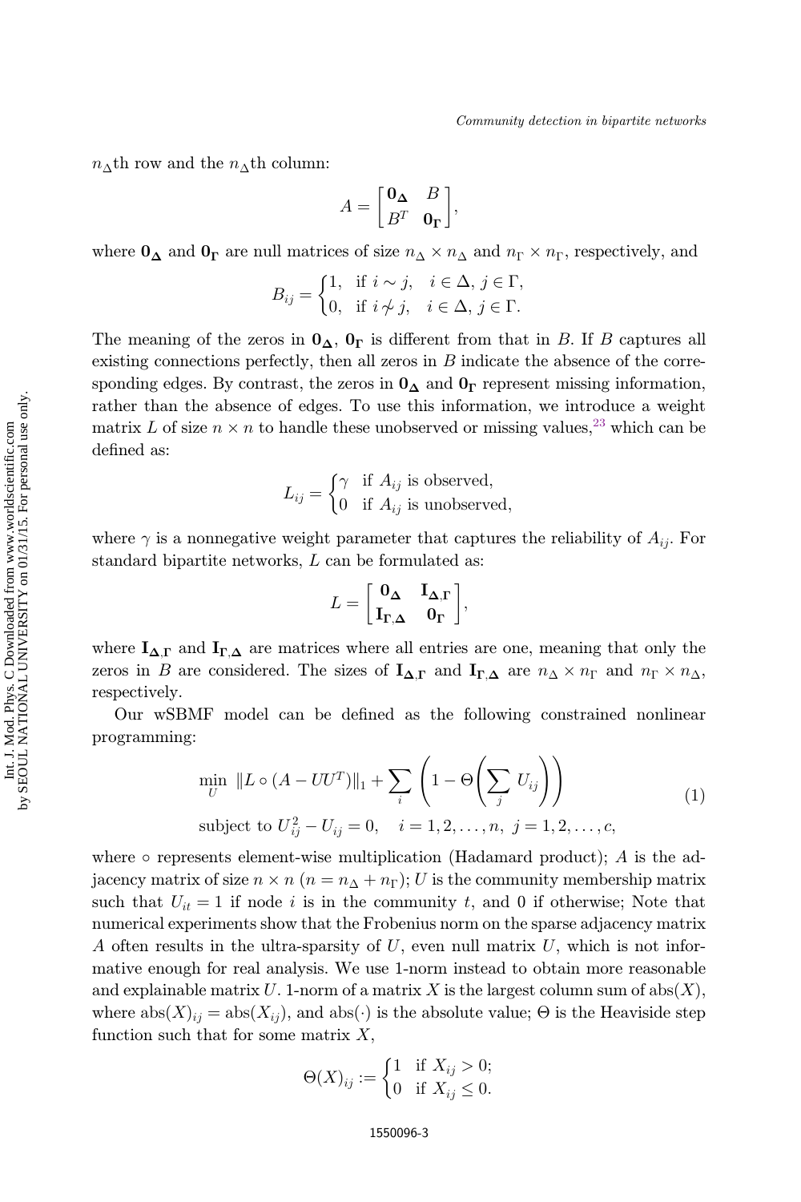$n_\Delta$th row and the $n_\Delta$th column:

$$A = \begin{bmatrix} \mathbf{0_\Delta} & B \\ B^T & \mathbf{0_\Gamma} \end{bmatrix},$$

where $\mathbf{0_\Delta}$ and $\mathbf{0_\Gamma}$ are null matrices of size $n_\Delta \times n_\Delta$ and $n_\Gamma \times n_\Gamma$, respectively, and

$$B_{ij} = \begin{cases} 1, & \text{if } i \sim j, \quad i \in \Delta, \, j \in \Gamma, \\ 0, & \text{if } i \nsim j, \quad i \in \Delta, \, j \in \Gamma. \end{cases}$$

The meaning of the zeros in $\mathbf{0_\Delta}$, $\mathbf{0_\Gamma}$ is different from that in $B$. If $B$ captures all existing connections perfectly, then all zeros in $B$ indicate the absence of the corresponding edges. By contrast, the zeros in $\mathbf{0_\Delta}$ and $\mathbf{0_\Gamma}$ represent missing information, rather than the absence of edges. To use this information, we introduce a weight matrix $L$ of size $n \times n$ to handle these unobserved or missing values,[23] which can be defined as:

$$L_{ij} = \begin{cases} \gamma & \text{if } A_{ij} \text{ is observed}, \\ 0 & \text{if } A_{ij} \text{ is unobserved}, \end{cases}$$

where $\gamma$ is a nonnegative weight parameter that captures the reliability of $A_{ij}$. For standard bipartite networks, $L$ can be formulated as:

$$L = \begin{bmatrix} \mathbf{0_\Delta} & \mathbf{I_{\Delta,\Gamma}} \\ \mathbf{I_{\Gamma,\Delta}} & \mathbf{0_\Gamma} \end{bmatrix},$$

where $\mathbf{I_{\Delta,\Gamma}}$ and $\mathbf{I_{\Gamma,\Delta}}$ are matrices where all entries are one, meaning that only the zeros in $B$ are considered. The sizes of $\mathbf{I_{\Delta,\Gamma}}$ and $\mathbf{I_{\Gamma,\Delta}}$ are $n_\Delta \times n_\Gamma$ and $n_\Gamma \times n_\Delta$, respectively.

Our wSBMF model can be defined as the following constrained nonlinear programming:

$$\begin{aligned} &\min_U \; \|L \circ (A - UU^T)\|_1 + \sum_i \left(1 - \Theta\left(\sum_j U_{ij}\right)\right) \\ &\text{subject to } U_{ij}^2 - U_{ij} = 0, \quad i = 1, 2, \ldots, n, \; j = 1, 2, \ldots, c, \end{aligned} \tag{1}$$

where $\circ$ represents element-wise multiplication (Hadamard product); $A$ is the adjacency matrix of size $n \times n$ ($n = n_\Delta + n_\Gamma$); $U$ is the community membership matrix such that $U_{it} = 1$ if node $i$ is in the community $t$, and 0 if otherwise; Note that numerical experiments show that the Frobenius norm on the sparse adjacency matrix $A$ often results in the ultra-sparsity of $U$, even null matrix $U$, which is not informative enough for real analysis. We use 1-norm instead to obtain more reasonable and explainable matrix $U$. 1-norm of a matrix $X$ is the largest column sum of $\text{abs}(X)$, where $\text{abs}(X)_{ij} = \text{abs}(X_{ij})$, and $\text{abs}(\cdot)$ is the absolute value; $\Theta$ is the Heaviside step function such that for some matrix $X$,

$$\Theta(X)_{ij} := \begin{cases} 1 & \text{if } X_{ij} > 0; \\ 0 & \text{if } X_{ij} \leq 0. \end{cases}$$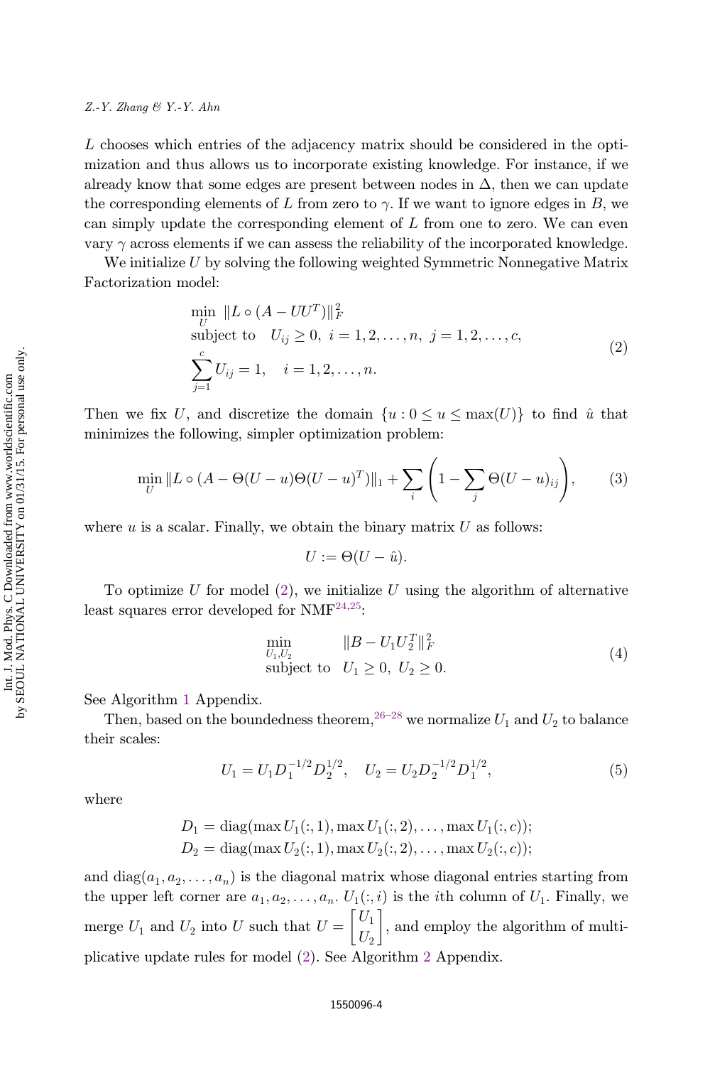$L$ chooses which entries of the adjacency matrix should be considered in the optimization and thus allows us to incorporate existing knowledge. For instance, if we already know that some edges are present between nodes in $\Delta$, then we can update the corresponding elements of $L$ from zero to $\gamma$. If we want to ignore edges in $B$, we can simply update the corresponding element of $L$ from one to zero. We can even vary $\gamma$ across elements if we can assess the reliability of the incorporated knowledge.

We initialize $U$ by solving the following weighted Symmetric Nonnegative Matrix Factorization model:

$$
\begin{aligned}
&\min_{U} \ \|L \circ (A - UU^T)\|_F^2 \\
&\text{subject to} \quad U_{ij} \geq 0, \ i = 1, 2, \ldots, n, \ j = 1, 2, \ldots, c, \\
&\sum_{j=1}^{c} U_{ij} = 1, \quad i = 1, 2, \ldots, n.
\end{aligned}
\tag{2}
$$

Then we fix $U$, and discretize the domain $\{u : 0 \leq u \leq \max(U)\}$ to find $\hat{u}$ that minimizes the following, simpler optimization problem:

$$
\min_{U} \|L \circ (A - \Theta(U - u)\Theta(U - u)^T)\|_1 + \sum_i \left(1 - \sum_j \Theta(U - u)_{ij}\right), \tag{3}
$$

where $u$ is a scalar. Finally, we obtain the binary matrix $U$ as follows:

$$
U := \Theta(U - \hat{u}).
$$

To optimize $U$ for model (2), we initialize $U$ using the algorithm of alternative least squares error developed for NMF[24,25]:

$$
\begin{aligned}
&\min_{U_1, U_2} \qquad \|B - U_1 U_2^T\|_F^2 \\
&\text{subject to} \quad U_1 \geq 0, \ U_2 \geq 0.
\end{aligned}
\tag{4}
$$

See Algorithm 1 Appendix.

Then, based on the boundedness theorem,[26–28] we normalize $U_1$ and $U_2$ to balance their scales:

$$
U_1 = U_1 D_1^{-1/2} D_2^{1/2}, \quad U_2 = U_2 D_2^{-1/2} D_1^{1/2}, \tag{5}
$$

where

$$
\begin{aligned}
D_1 &= \text{diag}(\max U_1(:,1), \max U_1(:,2), \ldots, \max U_1(:,c)); \\
D_2 &= \text{diag}(\max U_2(:,1), \max U_2(:,2), \ldots, \max U_2(:,c));
\end{aligned}
$$

and $\text{diag}(a_1, a_2, \ldots, a_n)$ is the diagonal matrix whose diagonal entries starting from the upper left corner are $a_1, a_2, \ldots, a_n$. $U_1(:,i)$ is the $i$th column of $U_1$. Finally, we merge $U_1$ and $U_2$ into $U$ such that $U = \begin{bmatrix} U_1 \\ U_2 \end{bmatrix}$, and employ the algorithm of multiplicative update rules for model (2). See Algorithm 2 Appendix.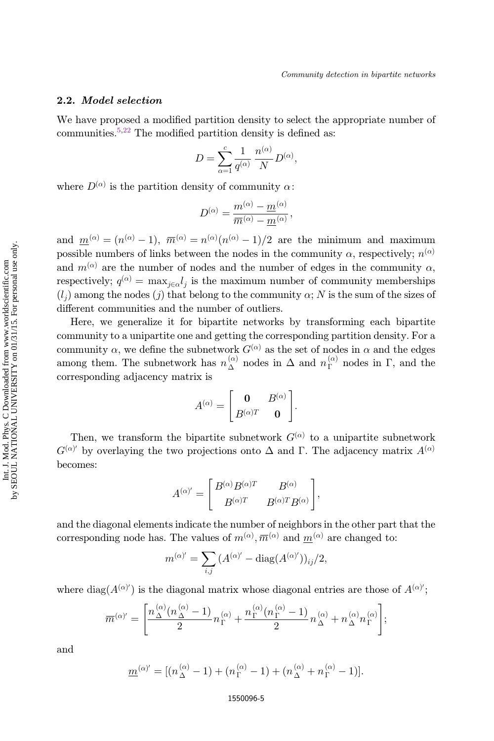### 2.2. *Model selection*

We have proposed a modified partition density to select the appropriate number of communities.[5,22] The modified partition density is defined as:

$$D = \sum_{\alpha=1}^{c} \frac{1}{q^{(\alpha)}} \frac{n^{(\alpha)}}{N} D^{(\alpha)},$$

where $D^{(\alpha)}$ is the partition density of community $\alpha$:

$$D^{(\alpha)} = \frac{m^{(\alpha)} - \underline{m}^{(\alpha)}}{\overline{m}^{(\alpha)} - \underline{m}^{(\alpha)}},$$

and $\underline{m}^{(\alpha)} = (n^{(\alpha)} - 1)$, $\overline{m}^{(\alpha)} = n^{(\alpha)}(n^{(\alpha)} - 1)/2$ are the minimum and maximum possible numbers of links between the nodes in the community $\alpha$, respectively; $n^{(\alpha)}$ and $m^{(\alpha)}$ are the number of nodes and the number of edges in the community $\alpha$, respectively; $q^{(\alpha)} = \max_{j \in \alpha} l_j$ is the maximum number of community memberships ($l_j$) among the nodes ($j$) that belong to the community $\alpha$; $N$ is the sum of the sizes of different communities and the number of outliers.

Here, we generalize it for bipartite networks by transforming each bipartite community to a unipartite one and getting the corresponding partition density. For a community $\alpha$, we define the subnetwork $G^{(\alpha)}$ as the set of nodes in $\alpha$ and the edges among them. The subnetwork has $n_\Delta^{(\alpha)}$ nodes in $\Delta$ and $n_\Gamma^{(\alpha)}$ nodes in $\Gamma$, and the corresponding adjacency matrix is

$$A^{(\alpha)} = \begin{bmatrix} \mathbf{0} & B^{(\alpha)} \\ B^{(\alpha)T} & \mathbf{0} \end{bmatrix}.$$

Then, we transform the bipartite subnetwork $G^{(\alpha)}$ to a unipartite subnetwork $G^{(\alpha)'}$ by overlaying the two projections onto $\Delta$ and $\Gamma$. The adjacency matrix $A^{(\alpha)}$ becomes:

$$A^{(\alpha)'} = \begin{bmatrix} B^{(\alpha)} B^{(\alpha)T} & B^{(\alpha)} \\ B^{(\alpha)T} & B^{(\alpha)T} B^{(\alpha)} \end{bmatrix},$$

and the diagonal elements indicate the number of neighbors in the other part that the corresponding node has. The values of $m^{(\alpha)}, \overline{m}^{(\alpha)}$ and $\underline{m}^{(\alpha)}$ are changed to:

$$m^{(\alpha)'} = \sum_{i,j} (A^{(\alpha)'} - \mathrm{diag}(A^{(\alpha)'}))_{ij}/2,$$

where $\mathrm{diag}(A^{(\alpha)'})$ is the diagonal matrix whose diagonal entries are those of $A^{(\alpha)'}$;

$$\overline{m}^{(\alpha)'} = \left[ \frac{n_\Delta^{(\alpha)}(n_\Delta^{(\alpha)} - 1)}{2} n_\Gamma^{(\alpha)} + \frac{n_\Gamma^{(\alpha)}(n_\Gamma^{(\alpha)} - 1)}{2} n_\Delta^{(\alpha)} + n_\Delta^{(\alpha)} n_\Gamma^{(\alpha)} \right];$$

and

$$\underline{m}^{(\alpha)'} = [(n_\Delta^{(\alpha)} - 1) + (n_\Gamma^{(\alpha)} - 1) + (n_\Delta^{(\alpha)} + n_\Gamma^{(\alpha)} - 1)].$$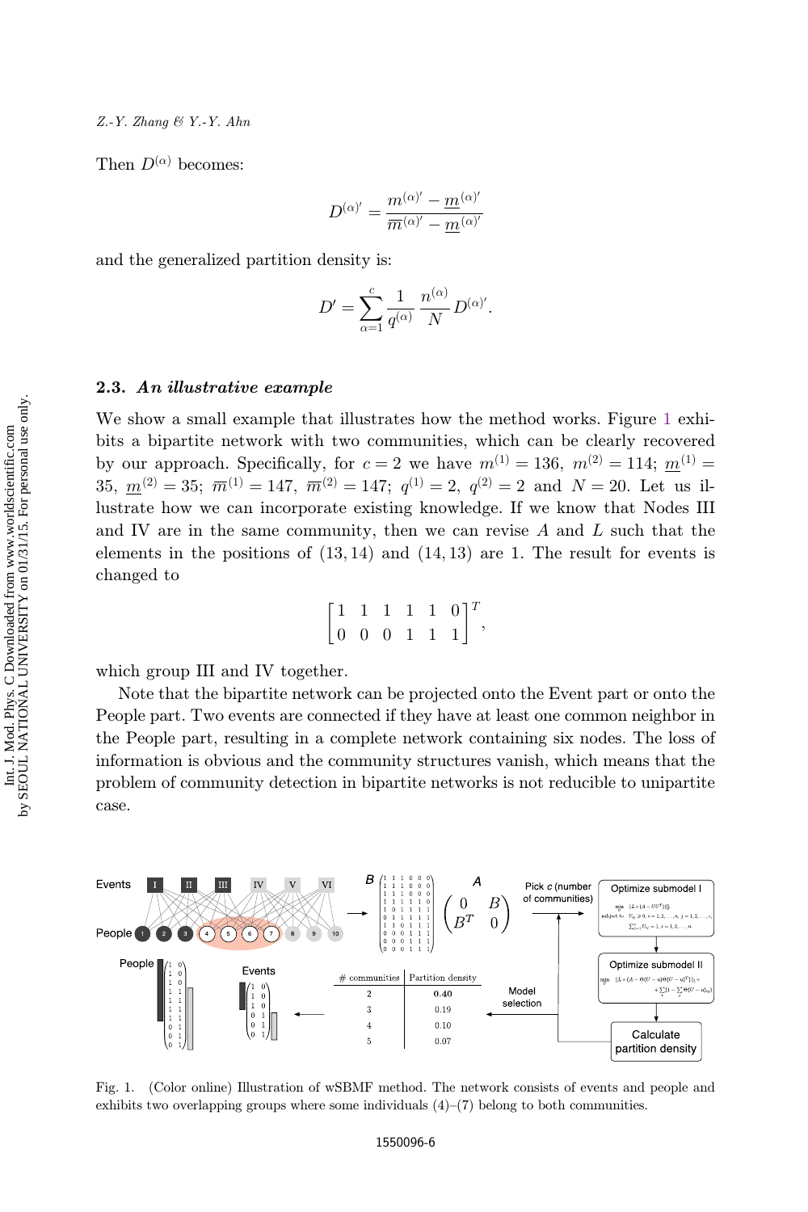Then $D^{(\alpha)}$ becomes:

$$D^{(\alpha)'} = \frac{m^{(\alpha)'} - \underline{m}^{(\alpha)'}}{\overline{m}^{(\alpha)'} - \underline{m}^{(\alpha)'}}$$

and the generalized partition density is:

$$D' = \sum_{\alpha=1}^{c} \frac{1}{q^{(\alpha)}} \frac{n^{(\alpha)}}{N} D^{(\alpha)'}.$$

### 2.3. *An illustrative example*

We show a small example that illustrates how the method works. Figure 1 exhibits a bipartite network with two communities, which can be clearly recovered by our approach. Specifically, for $c = 2$ we have $m^{(1)} = 136$, $m^{(2)} = 114$; $\underline{m}^{(1)} = 35$, $\underline{m}^{(2)} = 35$; $\overline{m}^{(1)} = 147$, $\overline{m}^{(2)} = 147$; $q^{(1)} = 2$, $q^{(2)} = 2$ and $N = 20$. Let us illustrate how we can incorporate existing knowledge. If we know that Nodes III and IV are in the same community, then we can revise $A$ and $L$ such that the elements in the positions of $(13, 14)$ and $(14, 13)$ are 1. The result for events is changed to

$$\begin{bmatrix} 1 & 1 & 1 & 1 & 1 & 0 \\ 0 & 0 & 0 & 1 & 1 & 1 \end{bmatrix}^T,$$

which group III and IV together.

Note that the bipartite network can be projected onto the Event part or onto the People part. Two events are connected if they have at least one common neighbor in the People part, resulting in a complete network containing six nodes. The loss of information is obvious and the community structures vanish, which means that the problem of community detection in bipartite networks is not reducible to unipartite case.

Fig. 1. (Color online) Illustration of wSBMF method. The network consists of events and people and exhibits two overlapping groups where some individuals (4)–(7) belong to both communities.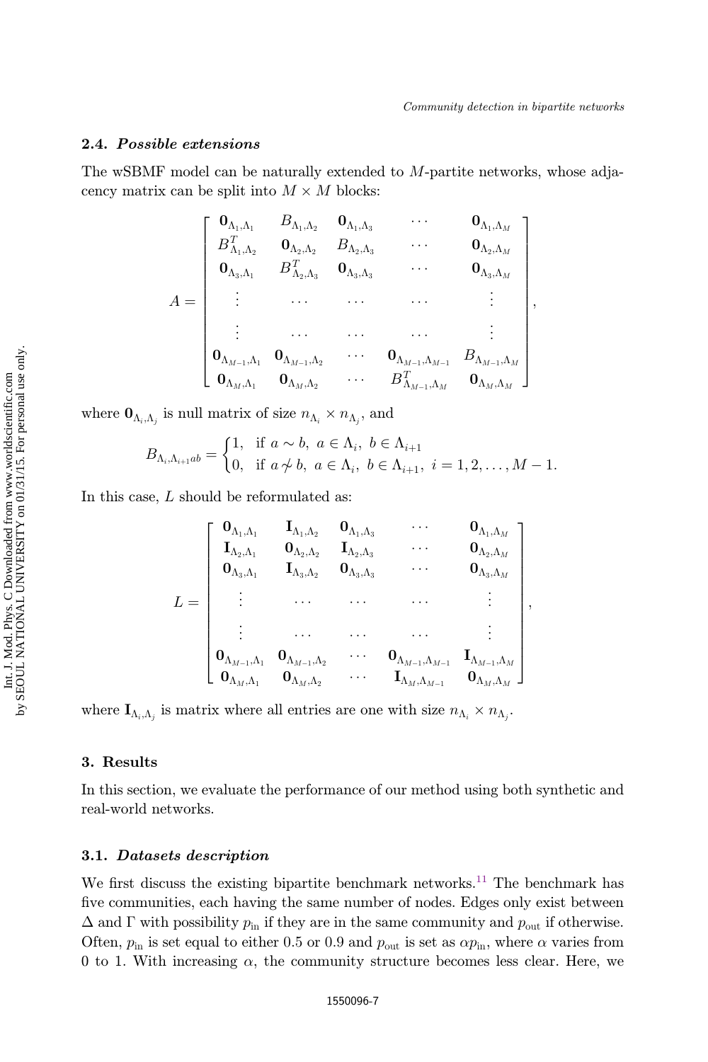### 2.4. *Possible extensions*

The wSBMF model can be naturally extended to $M$-partite networks, whose adjacency matrix can be split into $M \times M$ blocks:

$$
A = \begin{bmatrix}
\mathbf{0}_{\Lambda_1,\Lambda_1} & B_{\Lambda_1,\Lambda_2} & \mathbf{0}_{\Lambda_1,\Lambda_3} & \cdots & \mathbf{0}_{\Lambda_1,\Lambda_M} \\
B^T_{\Lambda_1,\Lambda_2} & \mathbf{0}_{\Lambda_2,\Lambda_2} & B_{\Lambda_2,\Lambda_3} & \cdots & \mathbf{0}_{\Lambda_2,\Lambda_M} \\
\mathbf{0}_{\Lambda_3,\Lambda_1} & B^T_{\Lambda_2,\Lambda_3} & \mathbf{0}_{\Lambda_3,\Lambda_3} & \cdots & \mathbf{0}_{\Lambda_3,\Lambda_M} \\
\vdots & \cdots & \cdots & \cdots & \vdots \\
\vdots & \cdots & \cdots & \cdots & \vdots \\
\mathbf{0}_{\Lambda_{M-1},\Lambda_1} & \mathbf{0}_{\Lambda_{M-1},\Lambda_2} & \cdots & \mathbf{0}_{\Lambda_{M-1},\Lambda_{M-1}} & B_{\Lambda_{M-1},\Lambda_M} \\
\mathbf{0}_{\Lambda_M,\Lambda_1} & \mathbf{0}_{\Lambda_M,\Lambda_2} & \cdots & B^T_{\Lambda_{M-1},\Lambda_M} & \mathbf{0}_{\Lambda_M,\Lambda_M}
\end{bmatrix},
$$

where $\mathbf{0}_{\Lambda_i,\Lambda_j}$ is null matrix of size $n_{\Lambda_i} \times n_{\Lambda_j}$, and

$$
B_{\Lambda_i,\Lambda_{i+1}ab} = \begin{cases} 1, & \text{if } a \sim b,\ a \in \Lambda_i,\ b \in \Lambda_{i+1} \\ 0, & \text{if } a \not\sim b,\ a \in \Lambda_i,\ b \in \Lambda_{i+1},\ i = 1, 2, \ldots, M-1. \end{cases}
$$

In this case, $L$ should be reformulated as:

$$
L = \begin{bmatrix}
\mathbf{0}_{\Lambda_1,\Lambda_1} & \mathbf{I}_{\Lambda_1,\Lambda_2} & \mathbf{0}_{\Lambda_1,\Lambda_3} & \cdots & \mathbf{0}_{\Lambda_1,\Lambda_M} \\
\mathbf{I}_{\Lambda_2,\Lambda_1} & \mathbf{0}_{\Lambda_2,\Lambda_2} & \mathbf{I}_{\Lambda_2,\Lambda_3} & \cdots & \mathbf{0}_{\Lambda_2,\Lambda_M} \\
\mathbf{0}_{\Lambda_3,\Lambda_1} & \mathbf{I}_{\Lambda_3,\Lambda_2} & \mathbf{0}_{\Lambda_3,\Lambda_3} & \cdots & \mathbf{0}_{\Lambda_3,\Lambda_M} \\
\vdots & \cdots & \cdots & \cdots & \vdots \\
\vdots & \cdots & \cdots & \cdots & \vdots \\
\mathbf{0}_{\Lambda_{M-1},\Lambda_1} & \mathbf{0}_{\Lambda_{M-1},\Lambda_2} & \cdots & \mathbf{0}_{\Lambda_{M-1},\Lambda_{M-1}} & \mathbf{I}_{\Lambda_{M-1},\Lambda_M} \\
\mathbf{0}_{\Lambda_M,\Lambda_1} & \mathbf{0}_{\Lambda_M,\Lambda_2} & \cdots & \mathbf{I}_{\Lambda_M,\Lambda_{M-1}} & \mathbf{0}_{\Lambda_M,\Lambda_M}
\end{bmatrix},
$$

where $\mathbf{I}_{\Lambda_i,\Lambda_j}$ is matrix where all entries are one with size $n_{\Lambda_i} \times n_{\Lambda_j}$.

## 3. Results

In this section, we evaluate the performance of our method using both synthetic and real-world networks.

### 3.1. *Datasets description*

We first discuss the existing bipartite benchmark networks.[11] The benchmark has five communities, each having the same number of nodes. Edges only exist between $\Delta$ and $\Gamma$ with possibility $p_{\text{in}}$ if they are in the same community and $p_{\text{out}}$ if otherwise. Often, $p_{\text{in}}$ is set equal to either 0.5 or 0.9 and $p_{\text{out}}$ is set as $\alpha p_{\text{in}}$, where $\alpha$ varies from 0 to 1. With increasing $\alpha$, the community structure becomes less clear. Here, we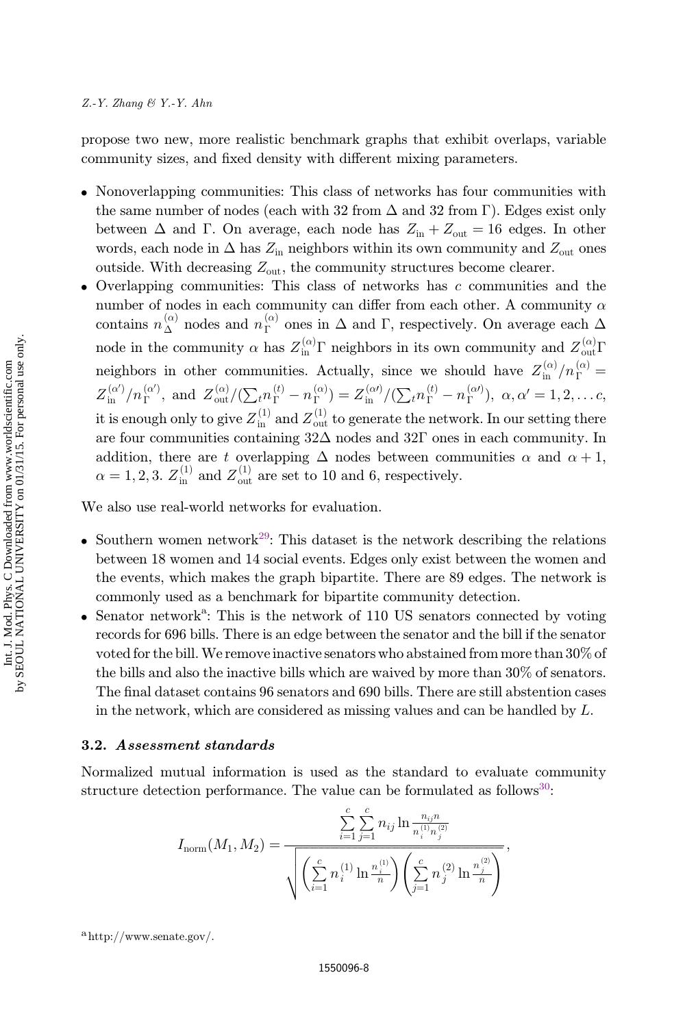propose two new, more realistic benchmark graphs that exhibit overlaps, variable community sizes, and fixed density with different mixing parameters.

- Nonoverlapping communities: This class of networks has four communities with the same number of nodes (each with 32 from $\Delta$ and 32 from $\Gamma$). Edges exist only between $\Delta$ and $\Gamma$. On average, each node has $Z_{\text{in}} + Z_{\text{out}} = 16$ edges. In other words, each node in $\Delta$ has $Z_{\text{in}}$ neighbors within its own community and $Z_{\text{out}}$ ones outside. With decreasing $Z_{\text{out}}$, the community structures become clearer.
- Overlapping communities: This class of networks has $c$ communities and the number of nodes in each community can differ from each other. A community $\alpha$ contains $n_\Delta^{(\alpha)}$ nodes and $n_\Gamma^{(\alpha)}$ ones in $\Delta$ and $\Gamma$, respectively. On average each $\Delta$ node in the community $\alpha$ has $Z_{\text{in}}^{(\alpha)}\Gamma$ neighbors in its own community and $Z_{\text{out}}^{(\alpha)}\Gamma$ neighbors in other communities. Actually, since we should have $Z_{\text{in}}^{(\alpha)}/n_\Gamma^{(\alpha)} = Z_{\text{in}}^{(\alpha')}/n_\Gamma^{(\alpha')}$, and $Z_{\text{out}}^{(\alpha)}/(\sum_t n_\Gamma^{(t)} - n_\Gamma^{(\alpha)}) = Z_{\text{in}}^{(\alpha\prime)}/(\sum_t n_\Gamma^{(t)} - n_\Gamma^{(\alpha\prime)})$, $\alpha, \alpha' = 1, 2, \ldots c$, it is enough only to give $Z_{\text{in}}^{(1)}$ and $Z_{\text{out}}^{(1)}$ to generate the network. In our setting there are four communities containing $32\Delta$ nodes and $32\Gamma$ ones in each community. In addition, there are $t$ overlapping $\Delta$ nodes between communities $\alpha$ and $\alpha + 1$, $\alpha = 1, 2, 3$. $Z_{\text{in}}^{(1)}$ and $Z_{\text{out}}^{(1)}$ are set to 10 and 6, respectively.

We also use real-world networks for evaluation.

- Southern women network[29]: This dataset is the network describing the relations between 18 women and 14 social events. Edges only exist between the women and the events, which makes the graph bipartite. There are 89 edges. The network is commonly used as a benchmark for bipartite community detection.
- Senator network[a]: This is the network of 110 US senators connected by voting records for 696 bills. There is an edge between the senator and the bill if the senator voted for the bill. We remove inactive senators who abstained from more than 30% of the bills and also the inactive bills which are waived by more than 30% of senators. The final dataset contains 96 senators and 690 bills. There are still abstention cases in the network, which are considered as missing values and can be handled by $L$.

### 3.2. *Assessment standards*

Normalized mutual information is used as the standard to evaluate community structure detection performance. The value can be formulated as follows[30]:

$$I_{\text{norm}}(M_1, M_2) = \frac{\sum_{i=1}^{c}\sum_{j=1}^{c} n_{ij} \ln \frac{n_{ij} n}{n_i^{(1)} n_j^{(2)}}}{\sqrt{\left(\sum_{i=1}^{c} n_i^{(1)} \ln \frac{n_i^{(1)}}{n}\right)\left(\sum_{j=1}^{c} n_j^{(2)} \ln \frac{n_j^{(2)}}{n}\right)}},$$

[a] http://www.senate.gov/.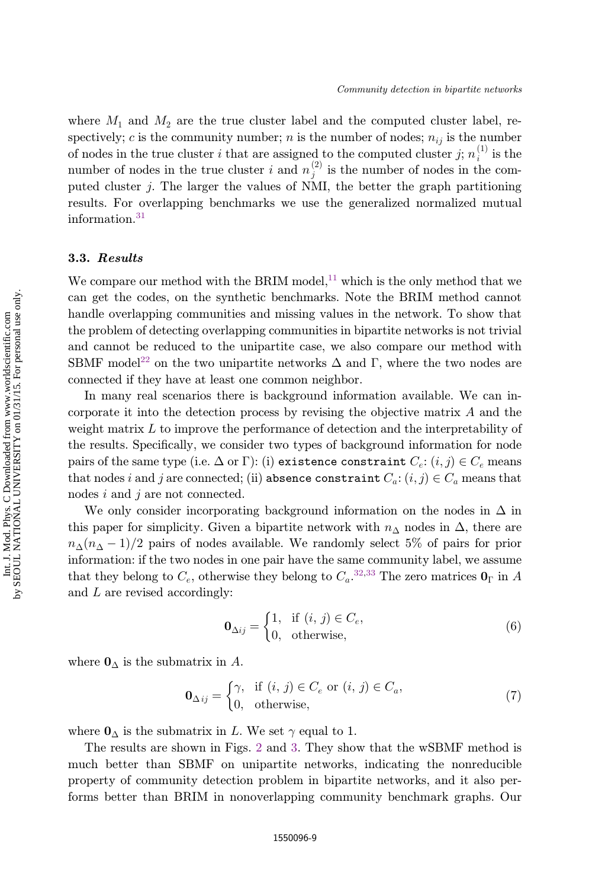where $M_1$ and $M_2$ are the true cluster label and the computed cluster label, respectively; $c$ is the community number; $n$ is the number of nodes; $n_{ij}$ is the number of nodes in the true cluster $i$ that are assigned to the computed cluster $j$; $n_i^{(1)}$ is the number of nodes in the true cluster $i$ and $n_j^{(2)}$ is the number of nodes in the computed cluster $j$. The larger the values of NMI, the better the graph partitioning results. For overlapping benchmarks we use the generalized normalized mutual information.[31]

### 3.3. *Results*

We compare our method with the BRIM model,[11] which is the only method that we can get the codes, on the synthetic benchmarks. Note the BRIM method cannot handle overlapping communities and missing values in the network. To show that the problem of detecting overlapping communities in bipartite networks is not trivial and cannot be reduced to the unipartite case, we also compare our method with SBMF model[22] on the two unipartite networks $\Delta$ and $\Gamma$, where the two nodes are connected if they have at least one common neighbor.

In many real scenarios there is background information available. We can incorporate it into the detection process by revising the objective matrix $A$ and the weight matrix $L$ to improve the performance of detection and the interpretability of the results. Specifically, we consider two types of background information for node pairs of the same type (i.e. $\Delta$ or $\Gamma$): (i) `existence constraint` $C_e$: $(i, j) \in C_e$ means that nodes $i$ and $j$ are connected; (ii) `absence constraint` $C_a$: $(i, j) \in C_a$ means that nodes $i$ and $j$ are not connected.

We only consider incorporating background information on the nodes in $\Delta$ in this paper for simplicity. Given a bipartite network with $n_\Delta$ nodes in $\Delta$, there are $n_\Delta(n_\Delta - 1)/2$ pairs of nodes available. We randomly select 5% of pairs for prior information: if the two nodes in one pair have the same community label, we assume that they belong to $C_e$, otherwise they belong to $C_a$.[32,33] The zero matrices $\mathbf{0}_\Gamma$ in $A$ and $L$ are revised accordingly:

$$\mathbf{0}_{\Delta ij} = \begin{cases} 1, & \text{if } (i, j) \in C_e, \\ 0, & \text{otherwise}, \end{cases} \tag{6}$$

where $\mathbf{0}_\Delta$ is the submatrix in $A$.

$$\mathbf{0}_{\Delta ij} = \begin{cases} \gamma, & \text{if } (i, j) \in C_e \text{ or } (i, j) \in C_a, \\ 0, & \text{otherwise}, \end{cases} \tag{7}$$

where $\mathbf{0}_\Delta$ is the submatrix in $L$. We set $\gamma$ equal to 1.

The results are shown in Figs. 2 and 3. They show that the wSBMF method is much better than SBMF on unipartite networks, indicating the nonreducible property of community detection problem in bipartite networks, and it also performs better than BRIM in nonoverlapping community benchmark graphs. Our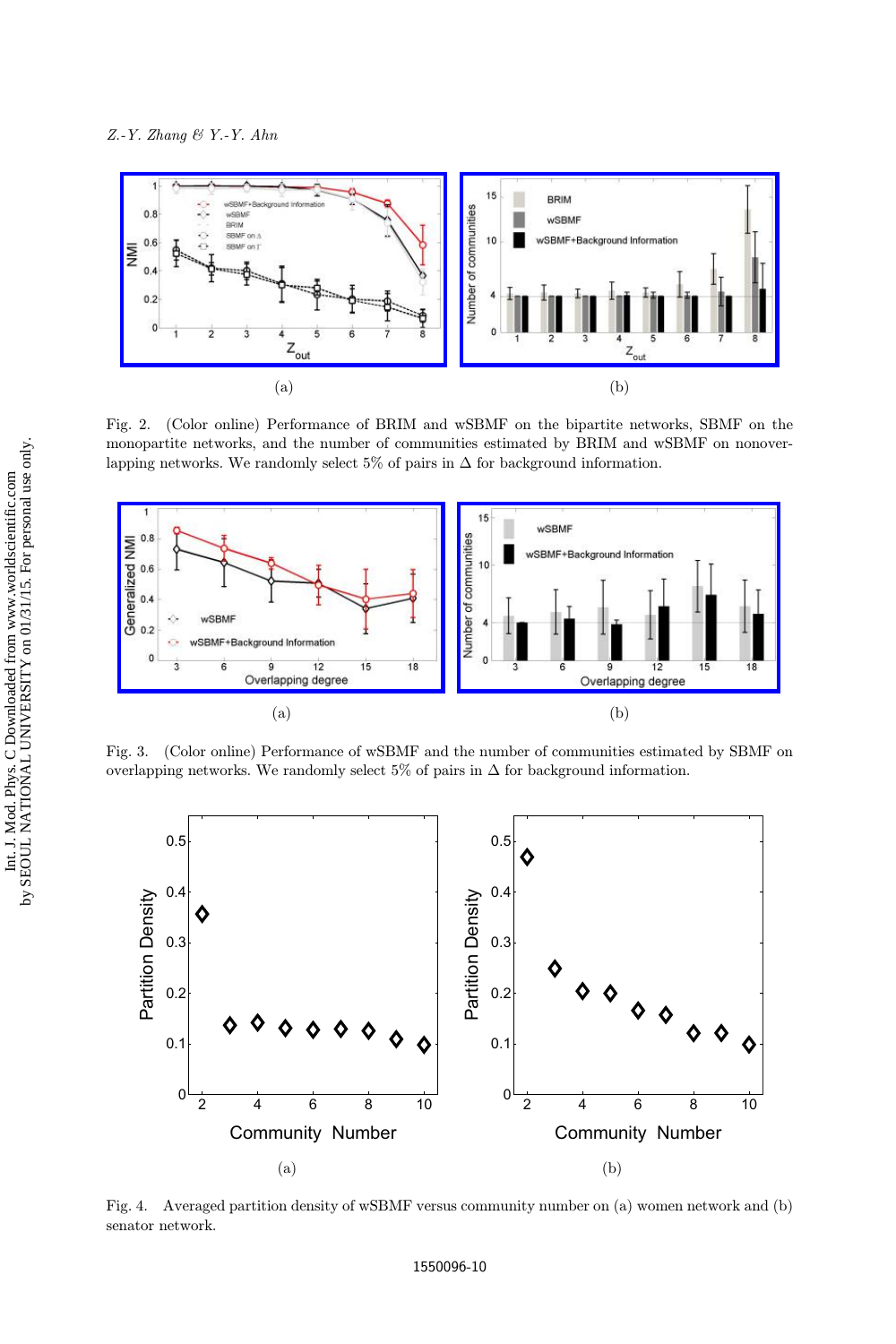Fig. 2. (Color online) Performance of BRIM and wSBMF on the bipartite networks, SBMF on the monopartite networks, and the number of communities estimated by BRIM and wSBMF on nonoverlapping networks. We randomly select 5% of pairs in $\Delta$ for background information.

Fig. 3. (Color online) Performance of wSBMF and the number of communities estimated by SBMF on overlapping networks. We randomly select 5% of pairs in $\Delta$ for background information.

Fig. 4. Averaged partition density of wSBMF versus community number on (a) women network and (b) senator network.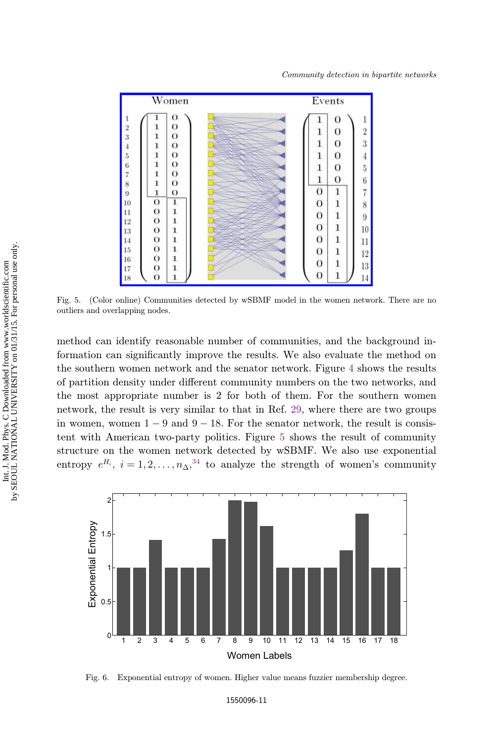Fig. 5. (Color online) Communities detected by wSBMF model in the women network. There are no outliers and overlapping nodes.

method can identify reasonable number of communities, and the background information can significantly improve the results. We also evaluate the method on the southern women network and the senator network. Figure 4 shows the results of partition density under different community numbers on the two networks, and the most appropriate number is 2 for both of them. For the southern women network, the result is very similar to that in Ref. 29, where there are two groups in women, women $1-9$ and $9-18$. For the senator network, the result is consistent with American two-party politics. Figure 5 shows the result of community structure on the women network detected by wSBMF. We also use exponential entropy $e^{H_i}$, $i = 1, 2, \ldots, n_{\Delta}$,[34] to analyze the strength of women's community

Fig. 6. Exponential entropy of women. Higher value means fuzzier membership degree.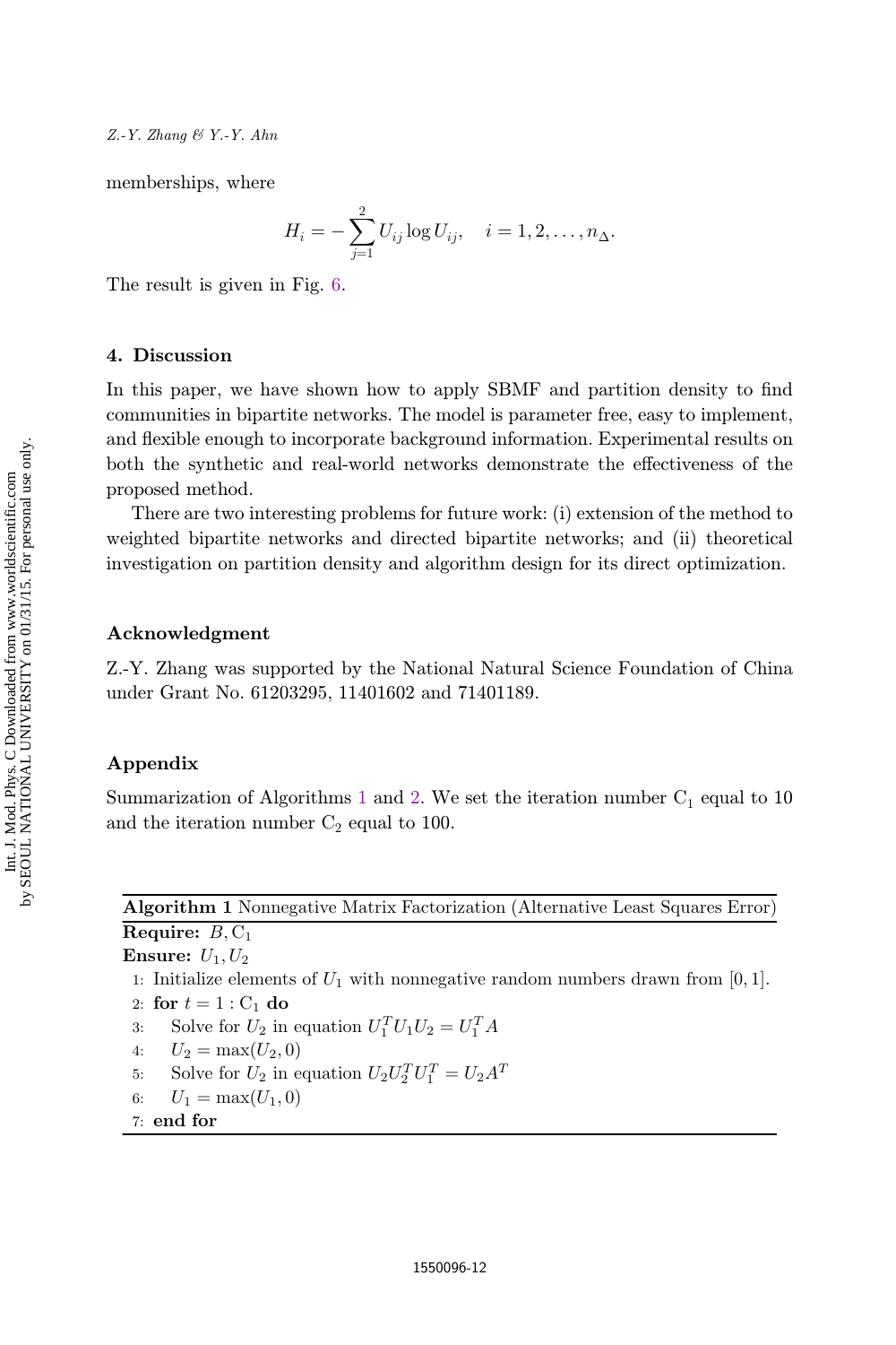memberships, where

$$H_i = -\sum_{j=1}^{2} U_{ij} \log U_{ij}, \quad i = 1, 2, \ldots, n_\Delta.$$

The result is given in Fig. 6.

## 4. Discussion

In this paper, we have shown how to apply SBMF and partition density to find communities in bipartite networks. The model is parameter free, easy to implement, and flexible enough to incorporate background information. Experimental results on both the synthetic and real-world networks demonstrate the effectiveness of the proposed method.

There are two interesting problems for future work: (i) extension of the method to weighted bipartite networks and directed bipartite networks; and (ii) theoretical investigation on partition density and algorithm design for its direct optimization.

## Acknowledgment

Z.-Y. Zhang was supported by the National Natural Science Foundation of China under Grant No. 61203295, 11401602 and 71401189.

## Appendix

Summarization of Algorithms 1 and 2. We set the iteration number $C_1$ equal to 10 and the iteration number $C_2$ equal to 100.

**Algorithm 1** Nonnegative Matrix Factorization (Alternative Least Squares Error)

**Require:** $B, C_1$

**Ensure:** $U_1, U_2$

1: Initialize elements of $U_1$ with nonnegative random numbers drawn from $[0, 1]$.
2: **for** $t = 1 : C_1$ **do**
3: Solve for $U_2$ in equation $U_1^T U_1 U_2 = U_1^T A$
4: $U_2 = \max(U_2, 0)$
5: Solve for $U_2$ in equation $U_2 U_2^T U_1^T = U_2 A^T$
6: $U_1 = \max(U_1, 0)$
7: **end for**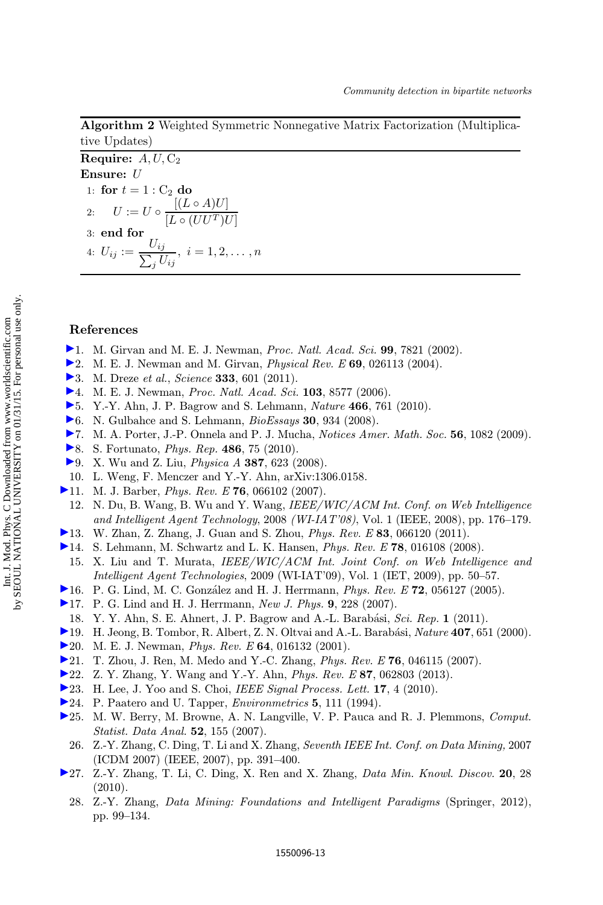**Algorithm 2** Weighted Symmetric Nonnegative Matrix Factorization (Multiplicative Updates)

**Require:** $A, U, \mathrm{C}_2$

**Ensure:** $U$

1: **for** $t = 1 : \mathrm{C}_2$ **do**

2: $\quad U := U \circ \dfrac{[(L \circ A)U]}{[L \circ (UU^T)U]}$

3: **end for**

4: $U_{ij} := \dfrac{U_{ij}}{\sum_j U_{ij}},\ i = 1, 2, \ldots, n$

## References

1. M. Girvan and M. E. J. Newman, *Proc. Natl. Acad. Sci.* **99**, 7821 (2002).
2. M. E. J. Newman and M. Girvan, *Physical Rev. E* **69**, 026113 (2004).
3. M. Dreze *et al.*, *Science* **333**, 601 (2011).
4. M. E. J. Newman, *Proc. Natl. Acad. Sci.* **103**, 8577 (2006).
5. Y.-Y. Ahn, J. P. Bagrow and S. Lehmann, *Nature* **466**, 761 (2010).
6. N. Gulbahce and S. Lehmann, *BioEssays* **30**, 934 (2008).
7. M. A. Porter, J.-P. Onnela and P. J. Mucha, *Notices Amer. Math. Soc.* **56**, 1082 (2009).
8. S. Fortunato, *Phys. Rep.* **486**, 75 (2010).
9. X. Wu and Z. Liu, *Physica A* **387**, 623 (2008).
10. L. Weng, F. Menczer and Y.-Y. Ahn, arXiv:1306.0158.
11. M. J. Barber, *Phys. Rev. E* **76**, 066102 (2007).
12. N. Du, B. Wang, B. Wu and Y. Wang, *IEEE/WIC/ACM Int. Conf. on Web Intelligence and Intelligent Agent Technology*, 2008 *(WI-IAT'08)*, Vol. 1 (IEEE, 2008), pp. 176–179.
13. W. Zhan, Z. Zhang, J. Guan and S. Zhou, *Phys. Rev. E* **83**, 066120 (2011).
14. S. Lehmann, M. Schwartz and L. K. Hansen, *Phys. Rev. E* **78**, 016108 (2008).
15. X. Liu and T. Murata, *IEEE/WIC/ACM Int. Joint Conf. on Web Intelligence and Intelligent Agent Technologies*, 2009 (WI-IAT'09), Vol. 1 (IET, 2009), pp. 50–57.
16. P. G. Lind, M. C. González and H. J. Herrmann, *Phys. Rev. E* **72**, 056127 (2005).
17. P. G. Lind and H. J. Herrmann, *New J. Phys.* **9**, 228 (2007).
18. Y. Y. Ahn, S. E. Ahnert, J. P. Bagrow and A.-L. Barabási, *Sci. Rep.* **1** (2011).
19. H. Jeong, B. Tombor, R. Albert, Z. N. Oltvai and A.-L. Barabási, *Nature* **407**, 651 (2000).
20. M. E. J. Newman, *Phys. Rev. E* **64**, 016132 (2001).
21. T. Zhou, J. Ren, M. Medo and Y.-C. Zhang, *Phys. Rev. E* **76**, 046115 (2007).
22. Z. Y. Zhang, Y. Wang and Y.-Y. Ahn, *Phys. Rev. E* **87**, 062803 (2013).
23. H. Lee, J. Yoo and S. Choi, *IEEE Signal Process. Lett.* **17**, 4 (2010).
24. P. Paatero and U. Tapper, *Environmetrics* **5**, 111 (1994).
25. M. W. Berry, M. Browne, A. N. Langville, V. P. Pauca and R. J. Plemmons, *Comput. Statist. Data Anal.* **52**, 155 (2007).
26. Z.-Y. Zhang, C. Ding, T. Li and X. Zhang, *Seventh IEEE Int. Conf. on Data Mining,* 2007 (ICDM 2007) (IEEE, 2007), pp. 391–400.
27. Z.-Y. Zhang, T. Li, C. Ding, X. Ren and X. Zhang, *Data Min. Knowl. Discov.* **20**, 28 (2010).
28. Z.-Y. Zhang, *Data Mining: Foundations and Intelligent Paradigms* (Springer, 2012), pp. 99–134.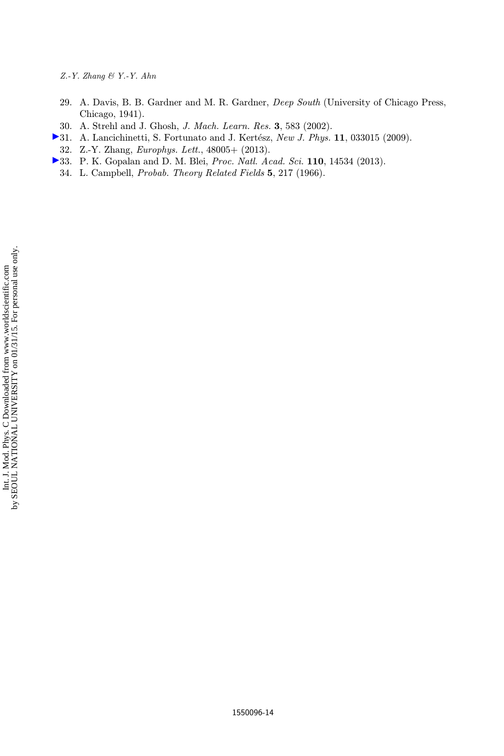29. A. Davis, B. B. Gardner and M. R. Gardner, *Deep South* (University of Chicago Press, Chicago, 1941).
30. A. Strehl and J. Ghosh, *J. Mach. Learn. Res.* **3**, 583 (2002).
31. A. Lancichinetti, S. Fortunato and J. Kertész, *New J. Phys.* **11**, 033015 (2009).
32. Z.-Y. Zhang, *Europhys. Lett.*, 48005+ (2013).
33. P. K. Gopalan and D. M. Blei, *Proc. Natl. Acad. Sci.* **110**, 14534 (2013).
34. L. Campbell, *Probab. Theory Related Fields* **5**, 217 (1966).